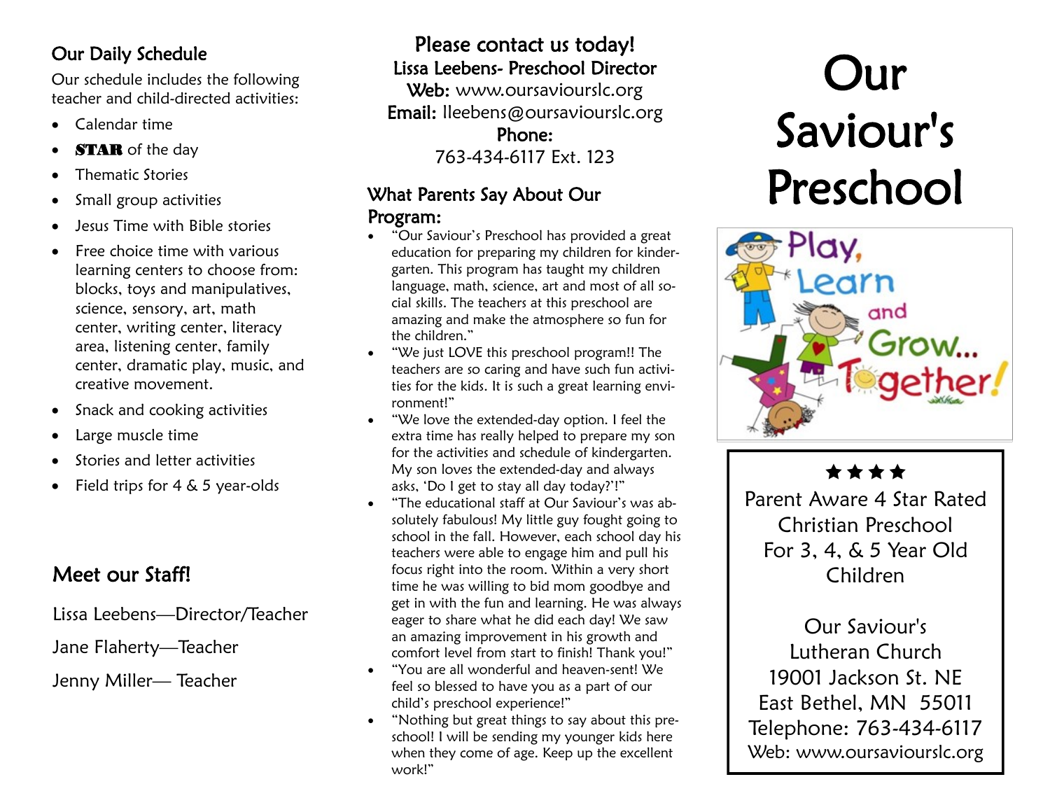## Our Daily Schedule

Our schedule includes the following teacher and child-directed activities:

- Calendar time
- **STAR** of the day
- Thematic Stories
- Small group activities
- Jesus Time with Bible stories
- Free choice time with various learning centers to choose from: blocks, toys and manipulatives, science, sensory, art, math center, writing center, literacy area, listening center, family center, dramatic play, music, and creative movement.
- Snack and cooking activities
- Large muscle time
- Stories and letter activities
- Field trips for 4 & 5 year-olds

## Meet our Staff!

Lissa Leebens—Director/Teacher

Jane Flaherty—Teacher

Jenny Miller— Teacher

## Please contact us today!

**Lissa Leebens- Preschool Director**

**Web:** www.oursaviourslc.org

**Email:** lleebens@oursaviourslc.org

**Phone:**

763-434-6117 Ext. 123

## What Parents Say About Our Program:

- "Our Saviour's Preschool has provided a great education for preparing my children for kindergarten. This program has taught my children language, math, science, art and most of all social skills. The teachers at this preschool are amazing and make the atmosphere so fun for the children."
- "We just LOVE this preschool program!! The teachers are so caring and have such fun activities for the kids. It is such a great learning environment!"
- "We love the extended-day option. I feel the extra time has really helped to prepare my son for the activities and schedule of kindergarten. My son loves the extended-day and always asks, 'Do I get to stay all day today?'!"
- "The educational staff at Our Saviour's was absolutely fabulous! My little guy fought going to school in the fall. However, each school day his teachers were able to engage him and pull his focus right into the room. Within a very short time he was willing to bid mom goodbye and get in with the fun and learning. He was always eager to share what he did each day! We saw an amazing improvement in his growth and comfort level from start to finish! Thank you!"
- "You are all wonderful and heaven-sent! We feel so blessed to have you as a part of our child's preschool experience!"
- "Nothing but great things to say about this preschool! I will be sending my younger kids here when they come of age. Keep up the excellent work!"

# Our Saviour's Preschool

Play, Learn and Grow... Together!

★★★★

Parent Aware 4 Star Rated Christian Preschool For 3, 4, & 5 Year Old Children

Our Saviour's Lutheran Church
19001 Jackson St. NE
East Bethel, MN 55011
Telephone: 763-434-6117
Web: www.oursaviourslc.org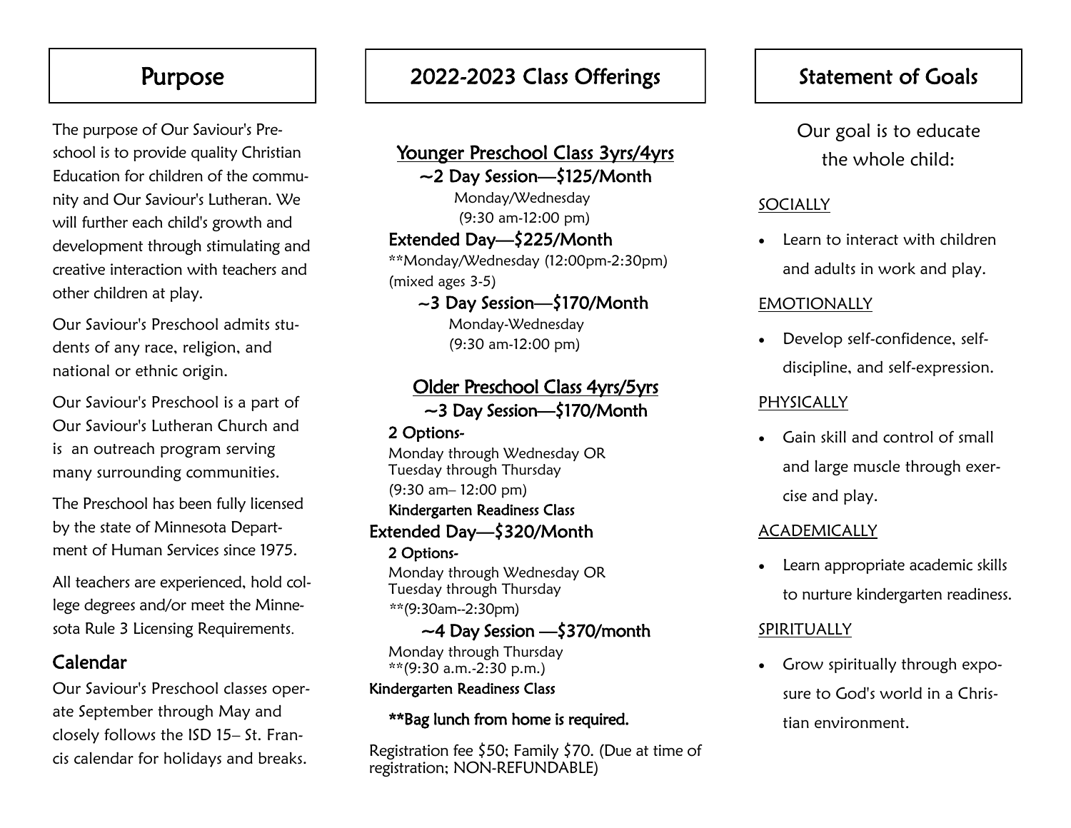# Purpose

The purpose of Our Saviour's Preschool is to provide quality Christian Education for children of the community and Our Saviour's Lutheran. We will further each child's growth and development through stimulating and creative interaction with teachers and other children at play.

Our Saviour's Preschool admits students of any race, religion, and national or ethnic origin.

Our Saviour's Preschool is a part of Our Saviour's Lutheran Church and is an outreach program serving many surrounding communities.

The Preschool has been fully licensed by the state of Minnesota Department of Human Services since 1975.

All teachers are experienced, hold college degrees and/or meet the Minnesota Rule 3 Licensing Requirements.

## Calendar

Our Saviour's Preschool classes operate September through May and closely follows the ISD 15– St. Francis calendar for holidays and breaks.

# 2022-2023 Class Offerings

### Younger Preschool Class 3yrs/4yrs

**~2 Day Session—$125/Month**

Monday/Wednesday
(9:30 am-12:00 pm)

**Extended Day—$225/Month**

**Monday/Wednesday (12:00pm-2:30pm)
(mixed ages 3-5)

**~3 Day Session—$170/Month**

Monday-Wednesday
(9:30 am-12:00 pm)

### Older Preschool Class 4yrs/5yrs

**~3 Day Session—$170/Month**

**2 Options-**

Monday through Wednesday OR
Tuesday through Thursday
(9:30 am– 12:00 pm)

**Kindergarten Readiness Class**

**Extended Day—$320/Month**

**2 Options-**

Monday through Wednesday OR
Tuesday through Thursday
**(9:30am--2:30pm)

**~4 Day Session —$370/month**

Monday through Thursday
**(9:30 a.m.-2:30 p.m.)

**Kindergarten Readiness Class**

****Bag lunch from home is required.**

Registration fee $50; Family $70. (Due at time of registration; NON-REFUNDABLE)

# Statement of Goals

Our goal is to educate the whole child:

SOCIALLY

- Learn to interact with children and adults in work and play.

EMOTIONALLY

- Develop self-confidence, self-discipline, and self-expression.

PHYSICALLY

- Gain skill and control of small and large muscle through exercise and play.

ACADEMICALLY

- Learn appropriate academic skills to nurture kindergarten readiness.

SPIRITUALLY

- Grow spiritually through exposure to God's world in a Christian environment.